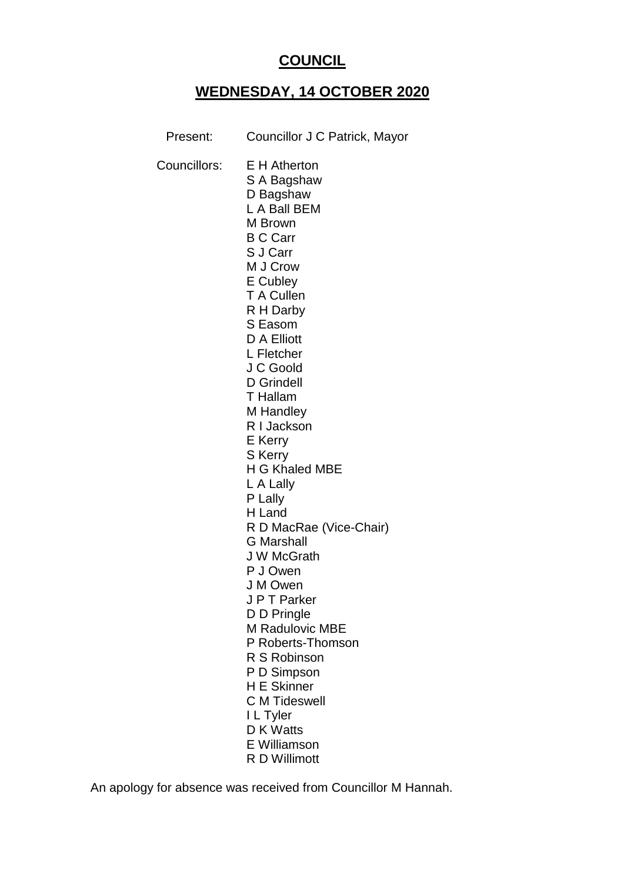# COUNCIL

## WEDNESDAY, 14 OCTOBER 2020

Present: Councillor J C Patrick, Mayor

Councillors:
E H Atherton
S A Bagshaw
D Bagshaw
L A Ball BEM
M Brown
B C Carr
S J Carr
M J Crow
E Cubley
T A Cullen
R H Darby
S Easom
D A Elliott
L Fletcher
J C Goold
D Grindell
T Hallam
M Handley
R I Jackson
E Kerry
S Kerry
H G Khaled MBE
L A Lally
P Lally
H Land
R D MacRae (Vice-Chair)
G Marshall
J W McGrath
P J Owen
J M Owen
J P T Parker
D D Pringle
M Radulovic MBE
P Roberts-Thomson
R S Robinson
P D Simpson
H E Skinner
C M Tideswell
I L Tyler
D K Watts
E Williamson
R D Willimott

An apology for absence was received from Councillor M Hannah.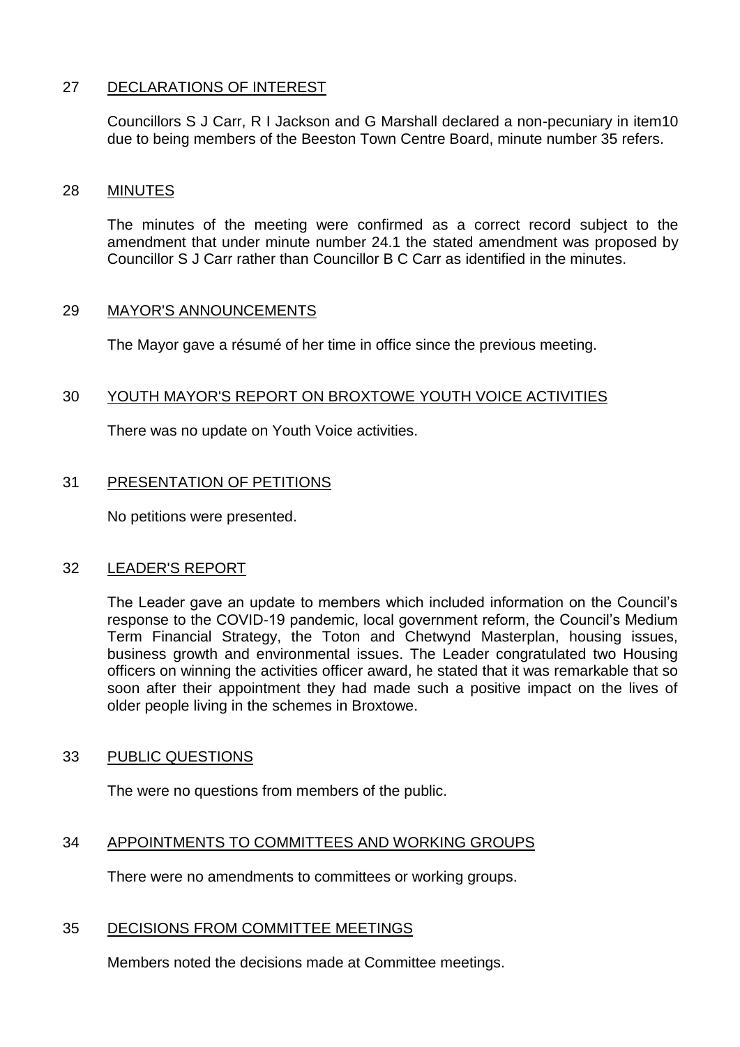## 27 DECLARATIONS OF INTEREST

Councillors S J Carr, R I Jackson and G Marshall declared a non-pecuniary in item10 due to being members of the Beeston Town Centre Board, minute number 35 refers.

## 28 MINUTES

The minutes of the meeting were confirmed as a correct record subject to the amendment that under minute number 24.1 the stated amendment was proposed by Councillor S J Carr rather than Councillor B C Carr as identified in the minutes.

## 29 MAYOR'S ANNOUNCEMENTS

The Mayor gave a résumé of her time in office since the previous meeting.

## 30 YOUTH MAYOR'S REPORT ON BROXTOWE YOUTH VOICE ACTIVITIES

There was no update on Youth Voice activities.

## 31 PRESENTATION OF PETITIONS

No petitions were presented.

## 32 LEADER'S REPORT

The Leader gave an update to members which included information on the Council's response to the COVID-19 pandemic, local government reform, the Council's Medium Term Financial Strategy, the Toton and Chetwynd Masterplan, housing issues, business growth and environmental issues. The Leader congratulated two Housing officers on winning the activities officer award, he stated that it was remarkable that so soon after their appointment they had made such a positive impact on the lives of older people living in the schemes in Broxtowe.

## 33 PUBLIC QUESTIONS

The were no questions from members of the public.

## 34 APPOINTMENTS TO COMMITTEES AND WORKING GROUPS

There were no amendments to committees or working groups.

## 35 DECISIONS FROM COMMITTEE MEETINGS

Members noted the decisions made at Committee meetings.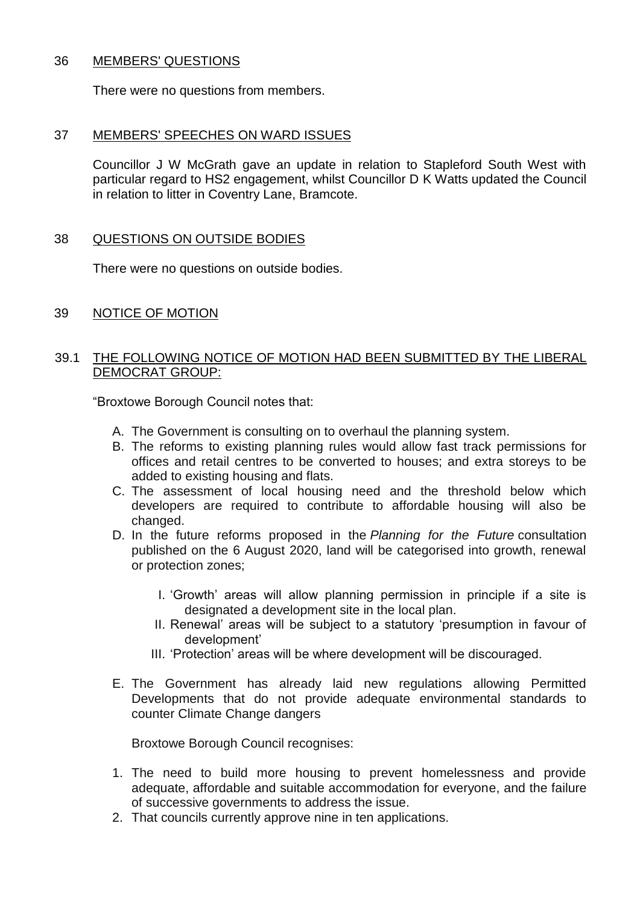## 36 MEMBERS' QUESTIONS

There were no questions from members.

## 37 MEMBERS' SPEECHES ON WARD ISSUES

Councillor J W McGrath gave an update in relation to Stapleford South West with particular regard to HS2 engagement, whilst Councillor D K Watts updated the Council in relation to litter in Coventry Lane, Bramcote.

## 38 QUESTIONS ON OUTSIDE BODIES

There were no questions on outside bodies.

## 39 NOTICE OF MOTION

### 39.1 THE FOLLOWING NOTICE OF MOTION HAD BEEN SUBMITTED BY THE LIBERAL DEMOCRAT GROUP:

"Broxtowe Borough Council notes that:

A. The Government is consulting on to overhaul the planning system.
B. The reforms to existing planning rules would allow fast track permissions for offices and retail centres to be converted to houses; and extra storeys to be added to existing housing and flats.
C. The assessment of local housing need and the threshold below which developers are required to contribute to affordable housing will also be changed.
D. In the future reforms proposed in the *Planning for the Future* consultation published on the 6 August 2020, land will be categorised into growth, renewal or protection zones;

    I. 'Growth' areas will allow planning permission in principle if a site is designated a development site in the local plan.
    II. Renewal' areas will be subject to a statutory 'presumption in favour of development'
    III. 'Protection' areas will be where development will be discouraged.

E. The Government has already laid new regulations allowing Permitted Developments that do not provide adequate environmental standards to counter Climate Change dangers

Broxtowe Borough Council recognises:

1. The need to build more housing to prevent homelessness and provide adequate, affordable and suitable accommodation for everyone, and the failure of successive governments to address the issue.
2. That councils currently approve nine in ten applications.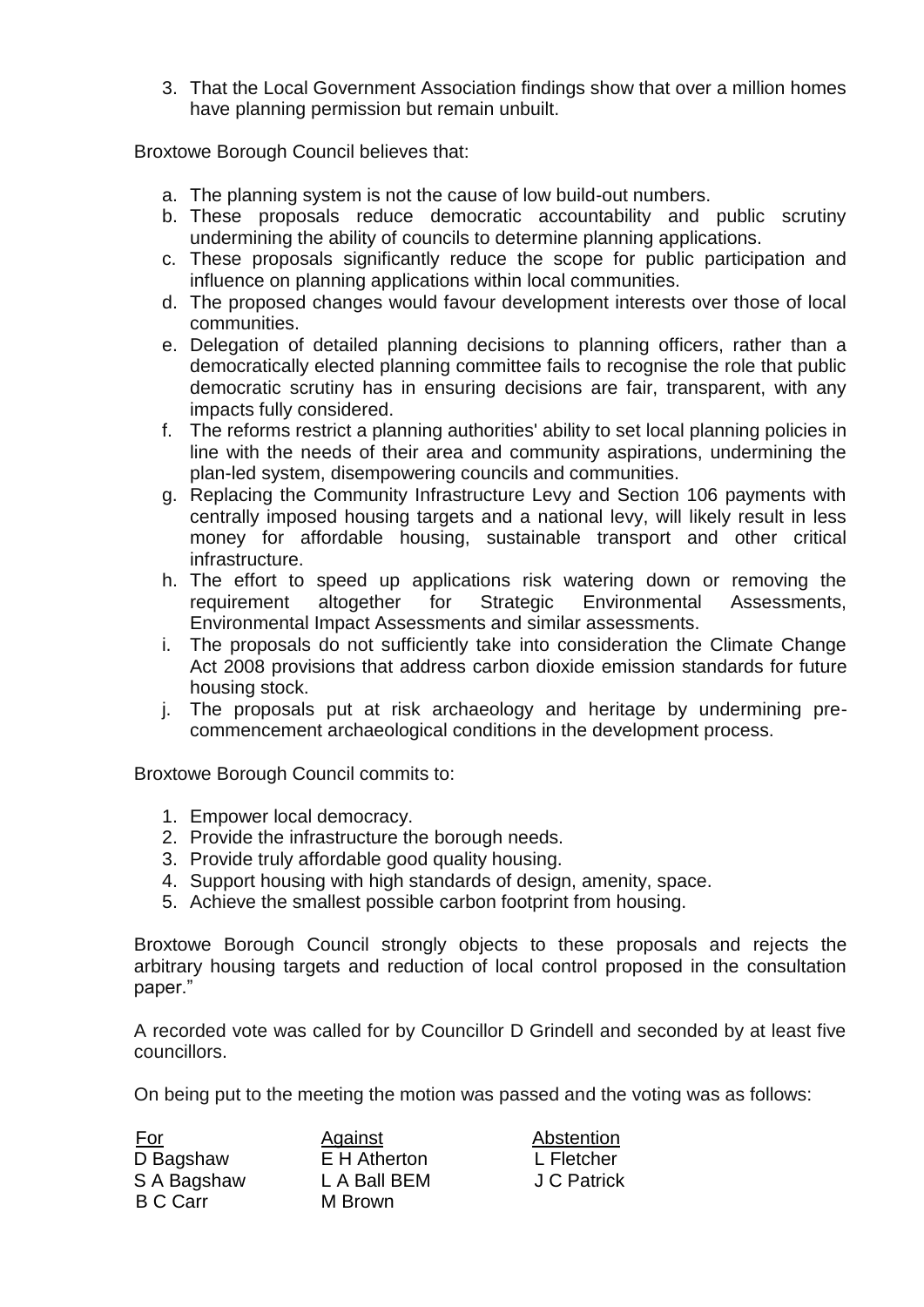3. That the Local Government Association findings show that over a million homes have planning permission but remain unbuilt.

Broxtowe Borough Council believes that:

a. The planning system is not the cause of low build-out numbers.
b. These proposals reduce democratic accountability and public scrutiny undermining the ability of councils to determine planning applications.
c. These proposals significantly reduce the scope for public participation and influence on planning applications within local communities.
d. The proposed changes would favour development interests over those of local communities.
e. Delegation of detailed planning decisions to planning officers, rather than a democratically elected planning committee fails to recognise the role that public democratic scrutiny has in ensuring decisions are fair, transparent, with any impacts fully considered.
f. The reforms restrict a planning authorities' ability to set local planning policies in line with the needs of their area and community aspirations, undermining the plan-led system, disempowering councils and communities.
g. Replacing the Community Infrastructure Levy and Section 106 payments with centrally imposed housing targets and a national levy, will likely result in less money for affordable housing, sustainable transport and other critical infrastructure.
h. The effort to speed up applications risk watering down or removing the requirement altogether for Strategic Environmental Assessments, Environmental Impact Assessments and similar assessments.
i. The proposals do not sufficiently take into consideration the Climate Change Act 2008 provisions that address carbon dioxide emission standards for future housing stock.
j. The proposals put at risk archaeology and heritage by undermining pre-commencement archaeological conditions in the development process.

Broxtowe Borough Council commits to:

1. Empower local democracy.
2. Provide the infrastructure the borough needs.
3. Provide truly affordable good quality housing.
4. Support housing with high standards of design, amenity, space.
5. Achieve the smallest possible carbon footprint from housing.

Broxtowe Borough Council strongly objects to these proposals and rejects the arbitrary housing targets and reduction of local control proposed in the consultation paper."

A recorded vote was called for by Councillor D Grindell and seconded by at least five councillors.

On being put to the meeting the motion was passed and the voting was as follows:

| For | Against | Abstention |
| --- | --- | --- |
| D Bagshaw | E H Atherton | L Fletcher |
| S A Bagshaw | L A Ball BEM | J C Patrick |
| B C Carr | M Brown | |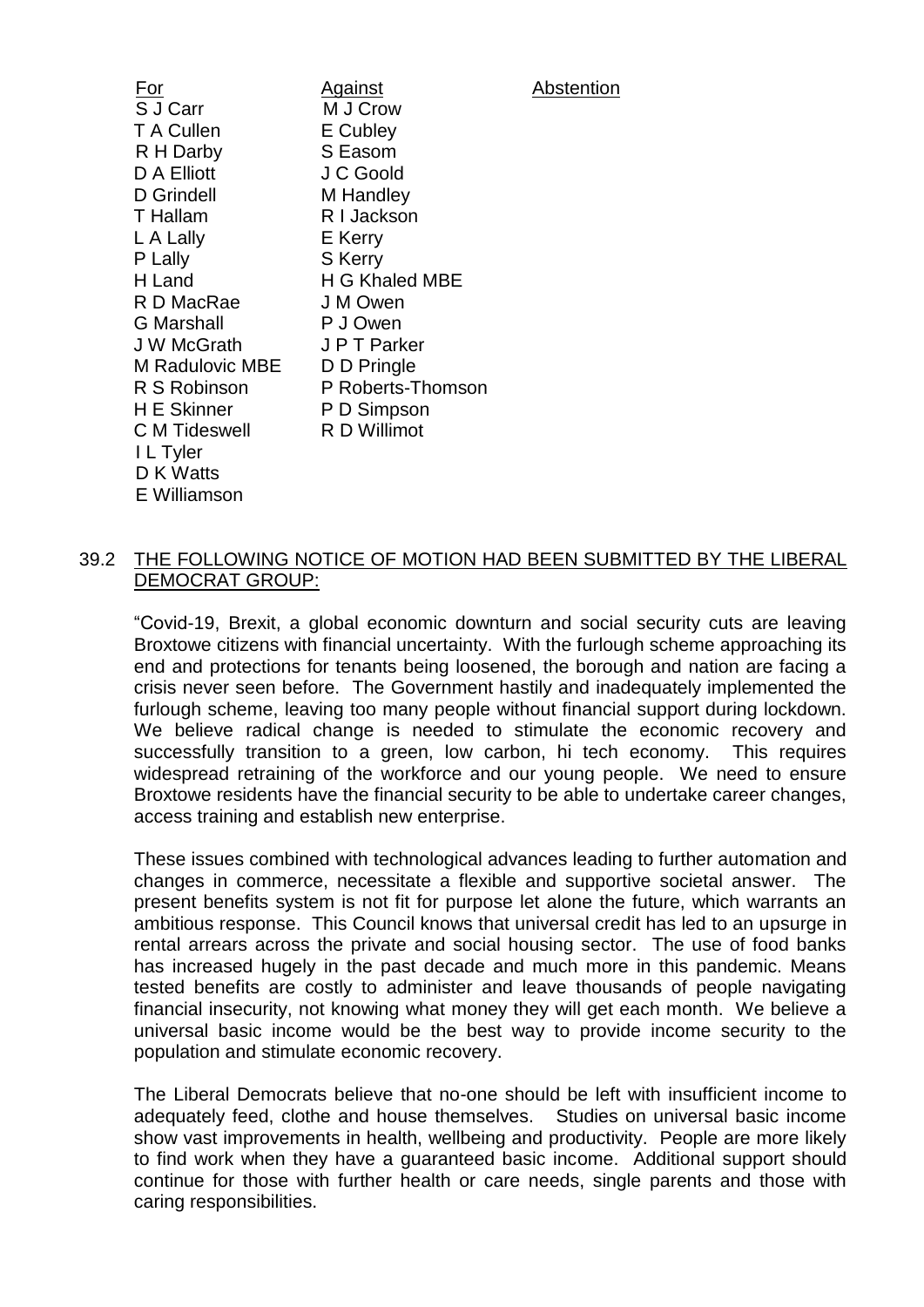| For | Against | Abstention |
| --- | --- | --- |
| S J Carr | M J Crow | |
| T A Cullen | E Cubley | |
| R H Darby | S Easom | |
| D A Elliott | J C Goold | |
| D Grindell | M Handley | |
| T Hallam | R I Jackson | |
| L A Lally | E Kerry | |
| P Lally | S Kerry | |
| H Land | H G Khaled MBE | |
| R D MacRae | J M Owen | |
| G Marshall | P J Owen | |
| J W McGrath | J P T Parker | |
| M Radulovic MBE | D D Pringle | |
| R S Robinson | P Roberts-Thomson | |
| H E Skinner | P D Simpson | |
| C M Tideswell | R D Willimot | |
| I L Tyler | | |
| D K Watts | | |
| E Williamson | | |

39.2 THE FOLLOWING NOTICE OF MOTION HAD BEEN SUBMITTED BY THE LIBERAL DEMOCRAT GROUP:

"Covid-19, Brexit, a global economic downturn and social security cuts are leaving Broxtowe citizens with financial uncertainty. With the furlough scheme approaching its end and protections for tenants being loosened, the borough and nation are facing a crisis never seen before. The Government hastily and inadequately implemented the furlough scheme, leaving too many people without financial support during lockdown. We believe radical change is needed to stimulate the economic recovery and successfully transition to a green, low carbon, hi tech economy. This requires widespread retraining of the workforce and our young people. We need to ensure Broxtowe residents have the financial security to be able to undertake career changes, access training and establish new enterprise.

These issues combined with technological advances leading to further automation and changes in commerce, necessitate a flexible and supportive societal answer. The present benefits system is not fit for purpose let alone the future, which warrants an ambitious response. This Council knows that universal credit has led to an upsurge in rental arrears across the private and social housing sector. The use of food banks has increased hugely in the past decade and much more in this pandemic. Means tested benefits are costly to administer and leave thousands of people navigating financial insecurity, not knowing what money they will get each month. We believe a universal basic income would be the best way to provide income security to the population and stimulate economic recovery.

The Liberal Democrats believe that no-one should be left with insufficient income to adequately feed, clothe and house themselves. Studies on universal basic income show vast improvements in health, wellbeing and productivity. People are more likely to find work when they have a guaranteed basic income. Additional support should continue for those with further health or care needs, single parents and those with caring responsibilities.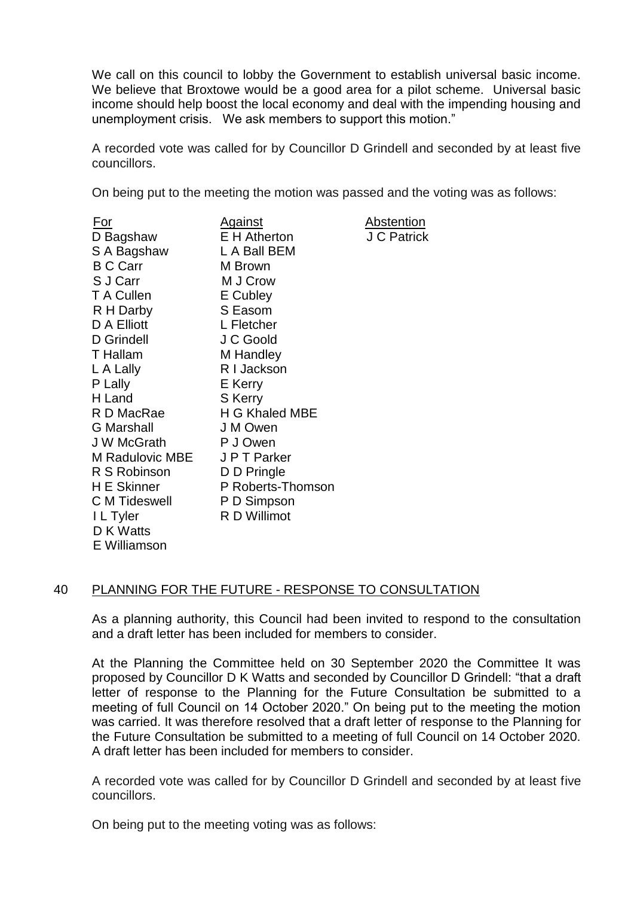We call on this council to lobby the Government to establish universal basic income. We believe that Broxtowe would be a good area for a pilot scheme. Universal basic income should help boost the local economy and deal with the impending housing and unemployment crisis. We ask members to support this motion."

A recorded vote was called for by Councillor D Grindell and seconded by at least five councillors.

On being put to the meeting the motion was passed and the voting was as follows:

| For | Against | Abstention |
|---|---|---|
| D Bagshaw | E H Atherton | J C Patrick |
| S A Bagshaw | L A Ball BEM | |
| B C Carr | M Brown | |
| S J Carr | M J Crow | |
| T A Cullen | E Cubley | |
| R H Darby | S Easom | |
| D A Elliott | L Fletcher | |
| D Grindell | J C Goold | |
| T Hallam | M Handley | |
| L A Lally | R I Jackson | |
| P Lally | E Kerry | |
| H Land | S Kerry | |
| R D MacRae | H G Khaled MBE | |
| G Marshall | J M Owen | |
| J W McGrath | P J Owen | |
| M Radulovic MBE | J P T Parker | |
| R S Robinson | D D Pringle | |
| H E Skinner | P Roberts-Thomson | |
| C M Tideswell | P D Simpson | |
| I L Tyler | R D Willimot | |
| D K Watts | | |
| E Williamson | | |

## 40 PLANNING FOR THE FUTURE - RESPONSE TO CONSULTATION

As a planning authority, this Council had been invited to respond to the consultation and a draft letter has been included for members to consider.

At the Planning the Committee held on 30 September 2020 the Committee It was proposed by Councillor D K Watts and seconded by Councillor D Grindell: "that a draft letter of response to the Planning for the Future Consultation be submitted to a meeting of full Council on 14 October 2020." On being put to the meeting the motion was carried. It was therefore resolved that a draft letter of response to the Planning for the Future Consultation be submitted to a meeting of full Council on 14 October 2020. A draft letter has been included for members to consider.

A recorded vote was called for by Councillor D Grindell and seconded by at least five councillors.

On being put to the meeting voting was as follows: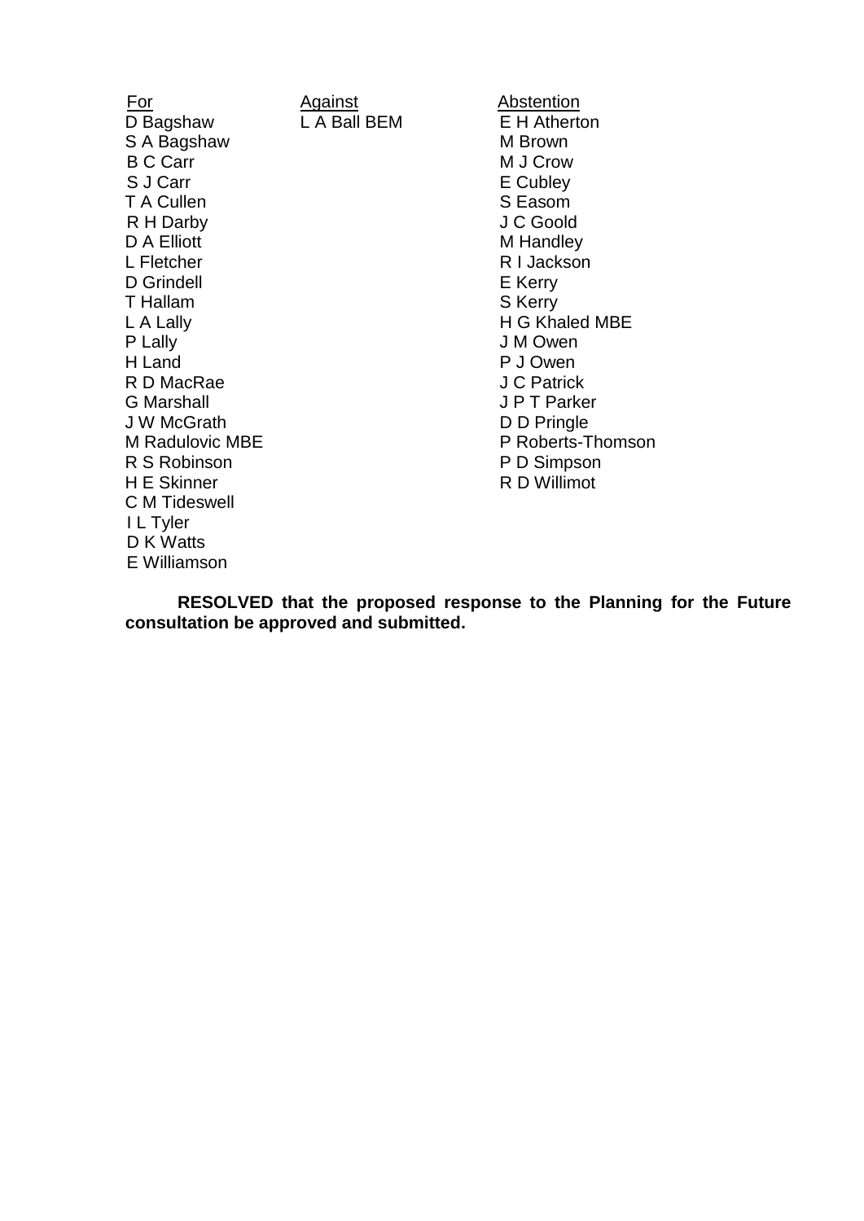| For | Against | Abstention |
| --- | --- | --- |
| D Bagshaw | L A Ball BEM | E H Atherton |
| S A Bagshaw | | M Brown |
| B C Carr | | M J Crow |
| S J Carr | | E Cubley |
| T A Cullen | | S Easom |
| R H Darby | | J C Goold |
| D A Elliott | | M Handley |
| L Fletcher | | R I Jackson |
| D Grindell | | E Kerry |
| T Hallam | | S Kerry |
| L A Lally | | H G Khaled MBE |
| P Lally | | J M Owen |
| H Land | | P J Owen |
| R D MacRae | | J C Patrick |
| G Marshall | | J P T Parker |
| J W McGrath | | D D Pringle |
| M Radulovic MBE | | P Roberts-Thomson |
| R S Robinson | | P D Simpson |
| H E Skinner | | R D Willimot |
| C M Tideswell | | |
| I L Tyler | | |
| D K Watts | | |
| E Williamson | | |

**RESOLVED that the proposed response to the Planning for the Future consultation be approved and submitted.**